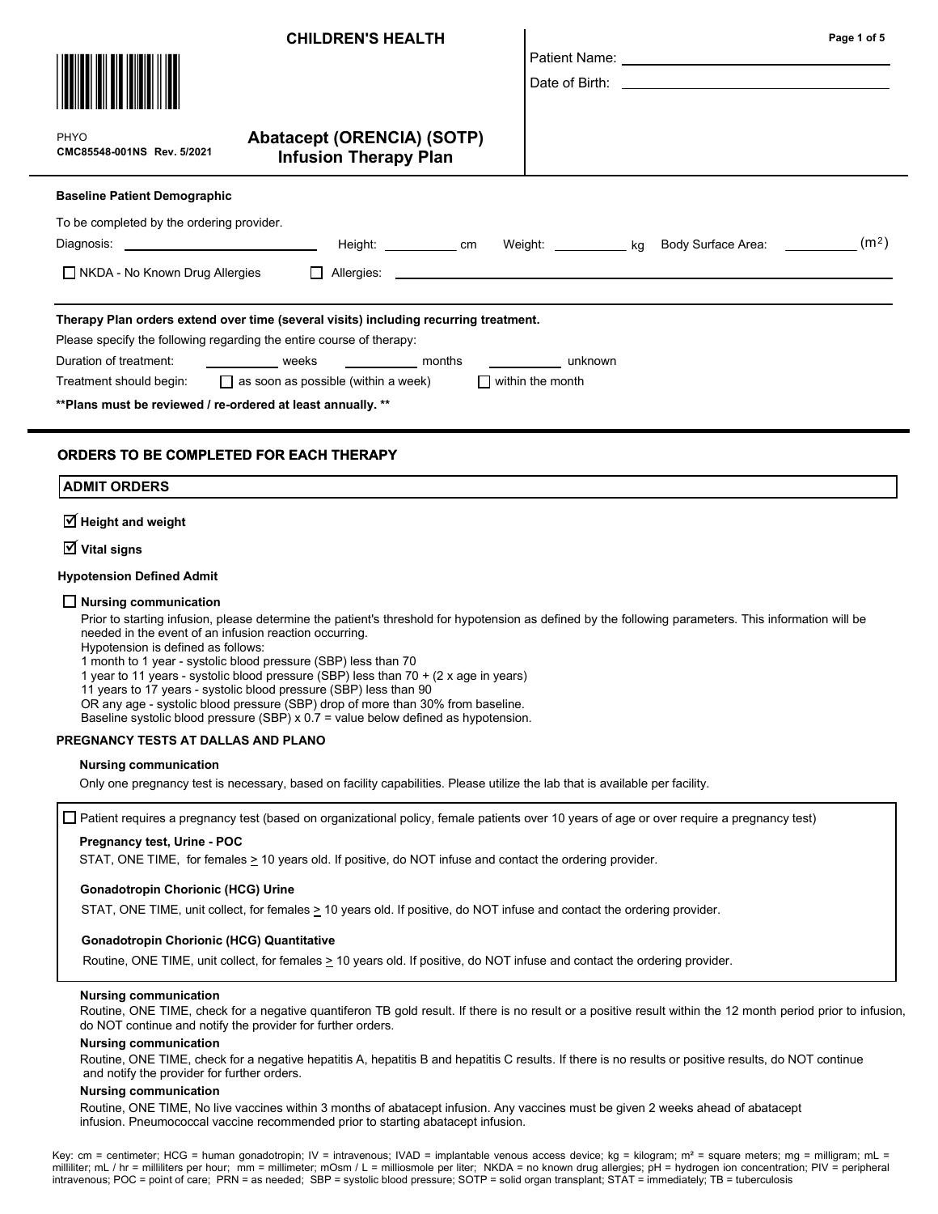**CHILDREN'S HEALTH**

Patient Name: ______________________

Date of Birth: ______________________

PHYO
**CMC85548-001NS Rev. 5/2021**

# Abatacept (ORENCIA) (SOTP) Infusion Therapy Plan

**Baseline Patient Demographic**

To be completed by the ordering provider.

Diagnosis: ______________ Height: ________ cm Weight: ________ kg Body Surface Area: ________ ($m^2$)

☐ NKDA - No Known Drug Allergies ☐ Allergies: ______________________

**Therapy Plan orders extend over time (several visits) including recurring treatment.**

Please specify the following regarding the entire course of therapy:

Duration of treatment: ________ weeks ________ months ________ unknown

Treatment should begin: ☐ as soon as possible (within a week) ☐ within the month

**\*\*Plans must be reviewed / re-ordered at least annually. \*\***

## ORDERS TO BE COMPLETED FOR EACH THERAPY

### ADMIT ORDERS

☑ **Height and weight**

☑ **Vital signs**

**Hypotension Defined Admit**

☐ **Nursing communication**

Prior to starting infusion, please determine the patient's threshold for hypotension as defined by the following parameters. This information will be needed in the event of an infusion reaction occurring.
Hypotension is defined as follows:
1 month to 1 year - systolic blood pressure (SBP) less than 70
1 year to 11 years - systolic blood pressure (SBP) less than 70 + (2 x age in years)
11 years to 17 years - systolic blood pressure (SBP) less than 90
OR any age - systolic blood pressure (SBP) drop of more than 30% from baseline.
Baseline systolic blood pressure (SBP) x 0.7 = value below defined as hypotension.

**PREGNANCY TESTS AT DALLAS AND PLANO**

**Nursing communication**

Only one pregnancy test is necessary, based on facility capabilities. Please utilize the lab that is available per facility.

☐ Patient requires a pregnancy test (based on organizational policy, female patients over 10 years of age or over require a pregnancy test)

**Pregnancy test, Urine - POC**

STAT, ONE TIME, for females ≥ 10 years old. If positive, do NOT infuse and contact the ordering provider.

**Gonadotropin Chorionic (HCG) Urine**

STAT, ONE TIME, unit collect, for females ≥ 10 years old. If positive, do NOT infuse and contact the ordering provider.

**Gonadotropin Chorionic (HCG) Quantitative**

Routine, ONE TIME, unit collect, for females ≥ 10 years old. If positive, do NOT infuse and contact the ordering provider.

**Nursing communication**

Routine, ONE TIME, check for a negative quantiferon TB gold result. If there is no result or a positive result within the 12 month period prior to infusion, do NOT continue and notify the provider for further orders.

**Nursing communication**

Routine, ONE TIME, check for a negative hepatitis A, hepatitis B and hepatitis C results. If there is no results or positive results, do NOT continue and notify the provider for further orders.

**Nursing communication**

Routine, ONE TIME, No live vaccines within 3 months of abatacept infusion. Any vaccines must be given 2 weeks ahead of abatacept infusion. Pneumococcal vaccine recommended prior to starting abatacept infusion.

Key: cm = centimeter; HCG = human gonadotropin; IV = intravenous; IVAD = implantable venous access device; kg = kilogram; m² = square meters; mg = milligram; mL = milliliter; mL / hr = milliliters per hour; mm = millimeter; mOsm / L = milliosmole per liter; NKDA = no known drug allergies; pH = hydrogen ion concentration; PIV = peripheral intravenous; POC = point of care; PRN = as needed; SBP = systolic blood pressure; SOTP = solid organ transplant; STAT = immediately; TB = tuberculosis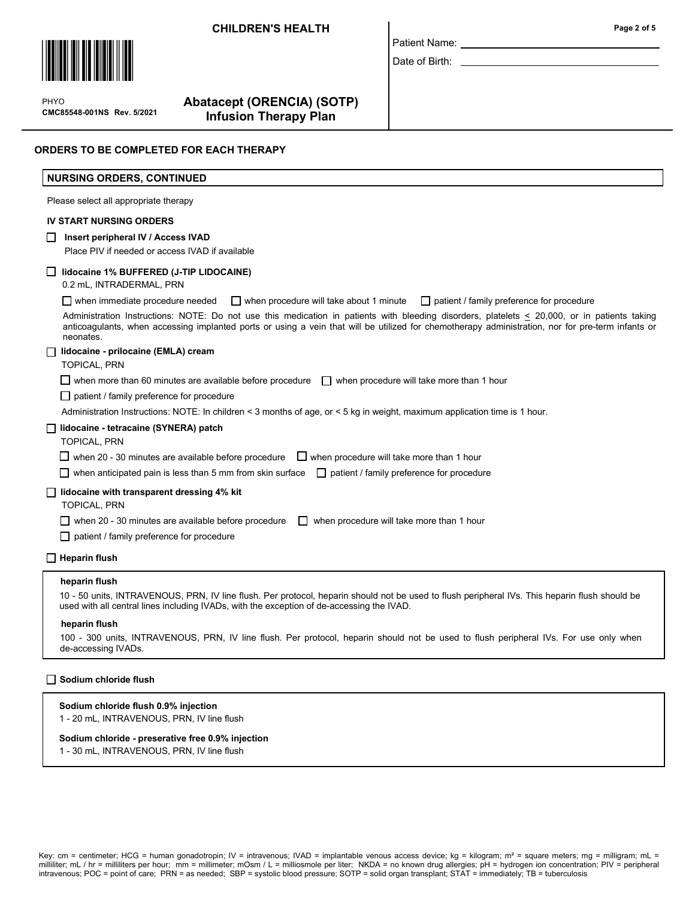CHILDREN'S HEALTH

PHYO
CMC85548-001NS Rev. 5/2021

**Abatacept (ORENCIA) (SOTP) Infusion Therapy Plan**

Patient Name: ____________________

Date of Birth: ____________________

## ORDERS TO BE COMPLETED FOR EACH THERAPY

### NURSING ORDERS, CONTINUED

Please select all appropriate therapy

**IV START NURSING ORDERS**

☐ **Insert peripheral IV / Access IVAD**
Place PIV if needed or access IVAD if available

☐ **lidocaine 1% BUFFERED (J-TIP LIDOCAINE)**
0.2 mL, INTRADERMAL, PRN

☐ when immediate procedure needed ☐ when procedure will take about 1 minute ☐ patient / family preference for procedure

Administration Instructions: NOTE: Do not use this medication in patients with bleeding disorders, platelets ≤ 20,000, or in patients taking anticoagulants, when accessing implanted ports or using a vein that will be utilized for chemotherapy administration, nor for pre-term infants or neonates.

☐ **lidocaine - prilocaine (EMLA) cream**
TOPICAL, PRN

☐ when more than 60 minutes are available before procedure ☐ when procedure will take more than 1 hour

☐ patient / family preference for procedure

Administration Instructions: NOTE: In children < 3 months of age, or < 5 kg in weight, maximum application time is 1 hour.

☐ **lidocaine - tetracaine (SYNERA) patch**
TOPICAL, PRN

☐ when 20 - 30 minutes are available before procedure ☐ when procedure will take more than 1 hour

☐ when anticipated pain is less than 5 mm from skin surface ☐ patient / family preference for procedure

☐ **lidocaine with transparent dressing 4% kit**
TOPICAL, PRN

☐ when 20 - 30 minutes are available before procedure ☐ when procedure will take more than 1 hour

☐ patient / family preference for procedure

☐ **Heparin flush**

> **heparin flush**
> 10 - 50 units, INTRAVENOUS, PRN, IV line flush. Per protocol, heparin should not be used to flush peripheral IVs. This heparin flush should be used with all central lines including IVADs, with the exception of de-accessing the IVAD.
>
> **heparin flush**
> 100 - 300 units, INTRAVENOUS, PRN, IV line flush. Per protocol, heparin should not be used to flush peripheral IVs. For use only when de-accessing IVADs.

☐ **Sodium chloride flush**

> **Sodium chloride flush 0.9% injection**
> 1 - 20 mL, INTRAVENOUS, PRN, IV line flush
>
> **Sodium chloride - preservative free 0.9% injection**
> 1 - 30 mL, INTRAVENOUS, PRN, IV line flush

Key: cm = centimeter; HCG = human gonadotropin; IV = intravenous; IVAD = implantable venous access device; kg = kilogram; m² = square meters; mg = milligram; mL = milliliter; mL / hr = milliliters per hour; mm = millimeter; mOsm / L = milliosmole per liter; NKDA = no known drug allergies; pH = hydrogen ion concentration; PIV = peripheral intravenous; POC = point of care; PRN = as needed; SBP = systolic blood pressure; SOTP = solid organ transplant; STAT = immediately; TB = tuberculosis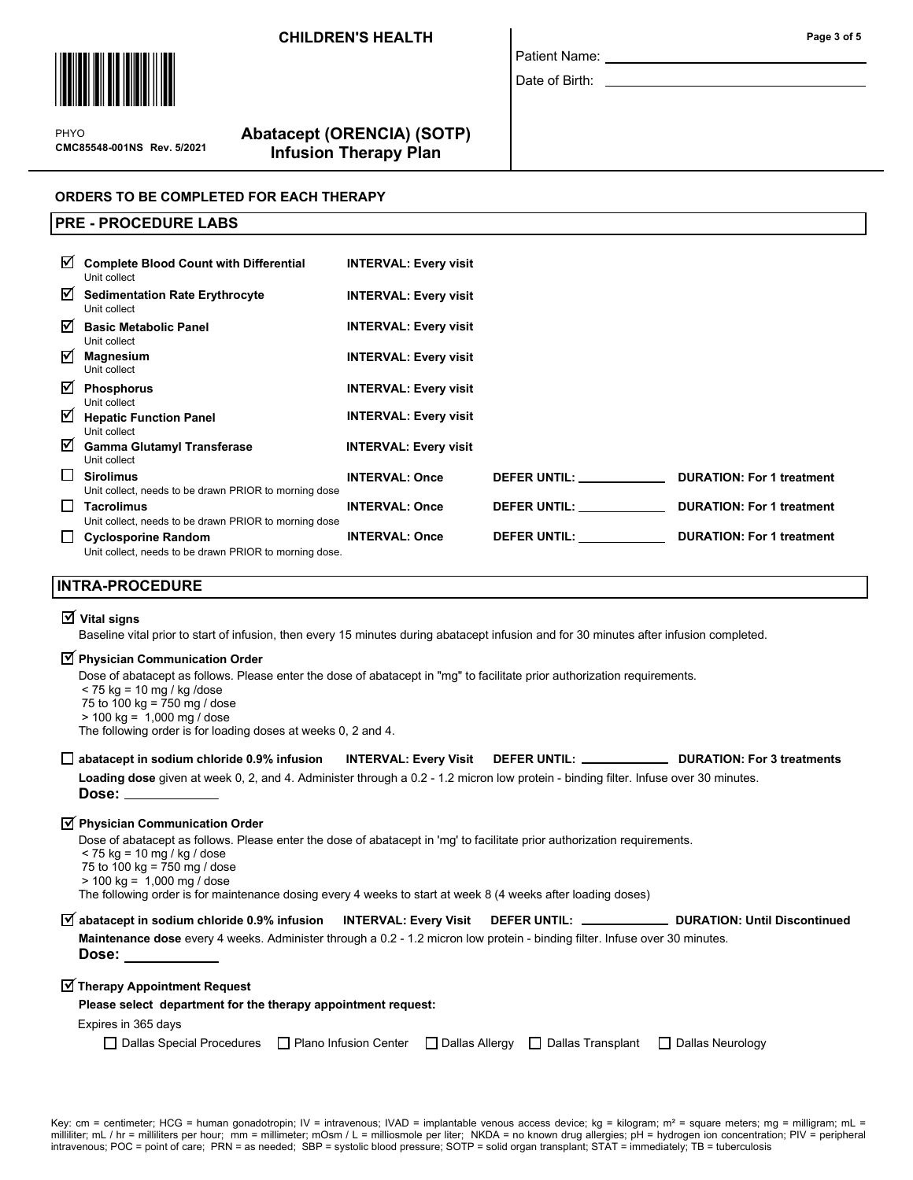**CHILDREN'S HEALTH**

PHYO
**CMC85548-001NS Rev. 5/2021**

**Abatacept (ORENCIA) (SOTP)**
**Infusion Therapy Plan**

Patient Name: ______________________

Date of Birth: ______________________

**ORDERS TO BE COMPLETED FOR EACH THERAPY**

## PRE - PROCEDURE LABS

| | Lab | Interval | Defer Until | Duration |
|---|---|---|---|---|
| ☑ | **Complete Blood Count with Differential** Unit collect | **INTERVAL: Every visit** | | |
| ☑ | **Sedimentation Rate Erythrocyte** Unit collect | **INTERVAL: Every visit** | | |
| ☑ | **Basic Metabolic Panel** Unit collect | **INTERVAL: Every visit** | | |
| ☑ | **Magnesium** Unit collect | **INTERVAL: Every visit** | | |
| ☑ | **Phosphorus** Unit collect | **INTERVAL: Every visit** | | |
| ☑ | **Hepatic Function Panel** Unit collect | **INTERVAL: Every visit** | | |
| ☑ | **Gamma Glutamyl Transferase** Unit collect | **INTERVAL: Every visit** | | |
| ☐ | **Sirolimus** Unit collect, needs to be drawn PRIOR to morning dose | **INTERVAL: Once** | **DEFER UNTIL:** ____________ | **DURATION: For 1 treatment** |
| ☐ | **Tacrolimus** Unit collect, needs to be drawn PRIOR to morning dose | **INTERVAL: Once** | **DEFER UNTIL:** ____________ | **DURATION: For 1 treatment** |
| ☐ | **Cyclosporine Random** Unit collect, needs to be drawn PRIOR to morning dose. | **INTERVAL: Once** | **DEFER UNTIL:** ____________ | **DURATION: For 1 treatment** |

## INTRA-PROCEDURE

☑ **Vital signs**

Baseline vital prior to start of infusion, then every 15 minutes during abatacept infusion and for 30 minutes after infusion completed.

☑ **Physician Communication Order**

Dose of abatacept as follows. Please enter the dose of abatacept in "mg" to facilitate prior authorization requirements.
< 75 kg = 10 mg / kg /dose
75 to 100 kg = 750 mg / dose
> 100 kg = 1,000 mg / dose
The following order is for loading doses at weeks 0, 2 and 4.

☐ **abatacept in sodium chloride 0.9% infusion** **INTERVAL: Every Visit** **DEFER UNTIL:** ____________ **DURATION: For 3 treatments**

**Loading dose** given at week 0, 2, and 4. Administer through a 0.2 - 1.2 micron low protein - binding filter. Infuse over 30 minutes.
**Dose:** ____________

☑ **Physician Communication Order**

Dose of abatacept as follows. Please enter the dose of abatacept in 'mg' to facilitate prior authorization requirements.
< 75 kg = 10 mg / kg / dose
75 to 100 kg = 750 mg / dose
> 100 kg = 1,000 mg / dose
The following order is for maintenance dosing every 4 weeks to start at week 8 (4 weeks after loading doses)

☑ **abatacept in sodium chloride 0.9% infusion** **INTERVAL: Every Visit** **DEFER UNTIL:** ____________ **DURATION: Until Discontinued**

**Maintenance dose** every 4 weeks. Administer through a 0.2 - 1.2 micron low protein - binding filter. Infuse over 30 minutes.
**Dose:** ____________

☑ **Therapy Appointment Request**

**Please select department for the therapy appointment request:**

Expires in 365 days

☐ Dallas Special Procedures ☐ Plano Infusion Center ☐ Dallas Allergy ☐ Dallas Transplant ☐ Dallas Neurology

Key: cm = centimeter; HCG = human gonadotropin; IV = intravenous; IVAD = implantable venous access device; kg = kilogram; m² = square meters; mg = milligram; mL = milliliter; mL / hr = milliliters per hour; mm = millimeter; mOsm / L = milliosmole per liter; NKDA = no known drug allergies; pH = hydrogen ion concentration; PIV = peripheral intravenous; POC = point of care; PRN = as needed; SBP = systolic blood pressure; SOTP = solid organ transplant; STAT = immediately; TB = tuberculosis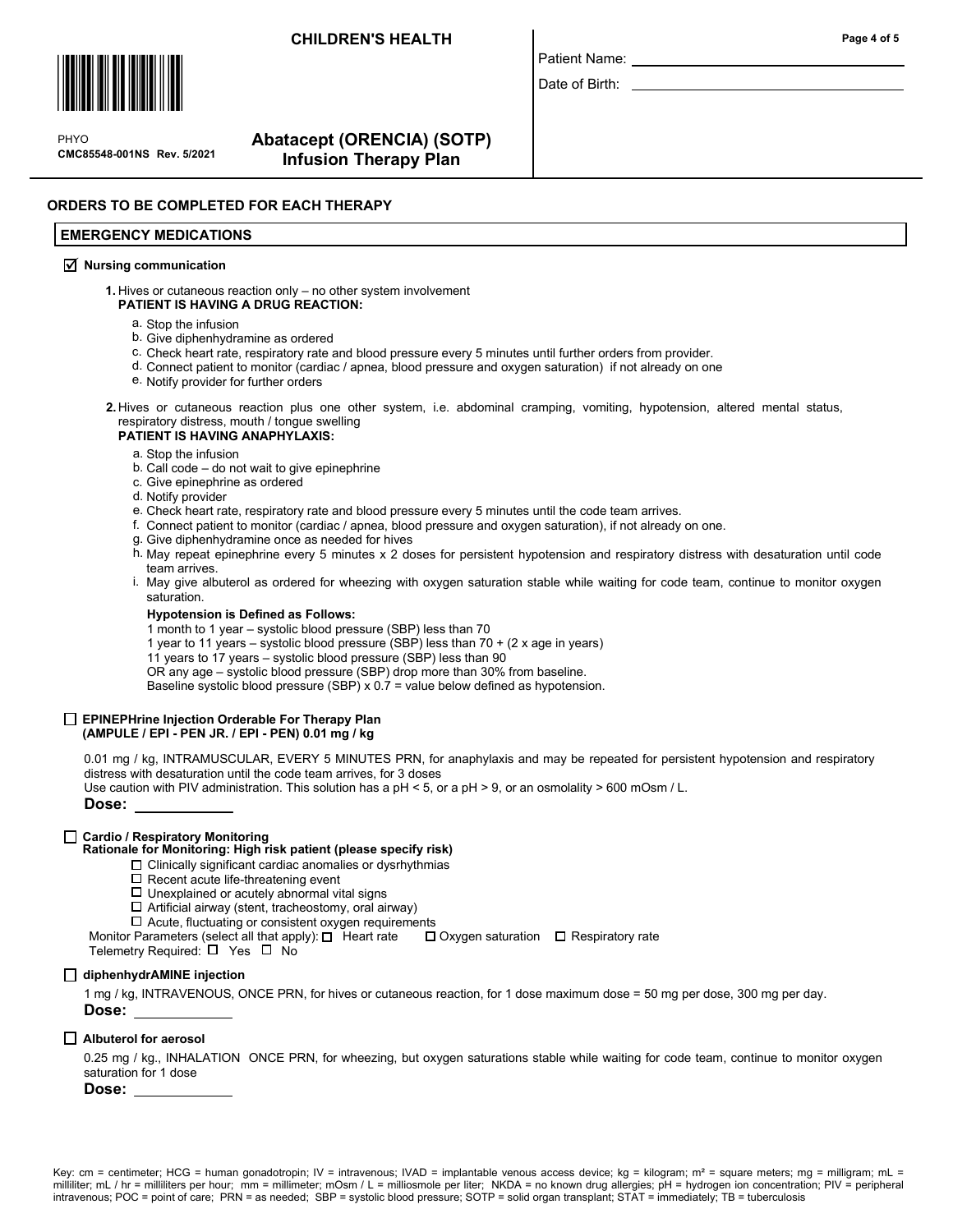**CHILDREN'S HEALTH**

PHYO
CMC85548-001NS Rev. 5/2021

**Abacatept (ORENCIA) (SOTP) Infusion Therapy Plan**

Patient Name: ______________________

Date of Birth: ______________________

## ORDERS TO BE COMPLETED FOR EACH THERAPY

### EMERGENCY MEDICATIONS

☑ **Nursing communication**

1. Hives or cutaneous reaction only – no other system involvement
   **PATIENT IS HAVING A DRUG REACTION:**
   a. Stop the infusion
   b. Give diphenhydramine as ordered
   c. Check heart rate, respiratory rate and blood pressure every 5 minutes until further orders from provider.
   d. Connect patient to monitor (cardiac / apnea, blood pressure and oxygen saturation) if not already on one
   e. Notify provider for further orders

2. Hives or cutaneous reaction plus one other system, i.e. abdominal cramping, vomiting, hypotension, altered mental status, respiratory distress, mouth / tongue swelling
   **PATIENT IS HAVING ANAPHYLAXIS:**
   a. Stop the infusion
   b. Call code – do not wait to give epinephrine
   c. Give epinephrine as ordered
   d. Notify provider
   e. Check heart rate, respiratory rate and blood pressure every 5 minutes until the code team arrives.
   f. Connect patient to monitor (cardiac / apnea, blood pressure and oxygen saturation), if not already on one.
   g. Give diphenhydramine once as needed for hives
   h. May repeat epinephrine every 5 minutes x 2 doses for persistent hypotension and respiratory distress with desaturation until code team arrives.
   i. May give albuterol as ordered for wheezing with oxygen saturation stable while waiting for code team, continue to monitor oxygen saturation.

   **Hypotension is Defined as Follows:**
   1 month to 1 year – systolic blood pressure (SBP) less than 70
   1 year to 11 years – systolic blood pressure (SBP) less than 70 + (2 x age in years)
   11 years to 17 years – systolic blood pressure (SBP) less than 90
   OR any age – systolic blood pressure (SBP) drop more than 30% from baseline.
   Baseline systolic blood pressure (SBP) x 0.7 = value below defined as hypotension.

☐ **EPINEPHrine Injection Orderable For Therapy Plan (AMPULE / EPI - PEN JR. / EPI - PEN) 0.01 mg / kg**

0.01 mg / kg, INTRAMUSCULAR, EVERY 5 MINUTES PRN, for anaphylaxis and may be repeated for persistent hypotension and respiratory distress with desaturation until the code team arrives, for 3 doses
Use caution with PIV administration. This solution has a pH < 5, or a pH > 9, or an osmolality > 600 mOsm / L.

**Dose:** ____________

☐ **Cardio / Respiratory Monitoring**
**Rationale for Monitoring: High risk patient (please specify risk)**

- ☐ Clinically significant cardiac anomalies or dysrhythmias
- ☐ Recent acute life-threatening event
- ☐ Unexplained or acutely abnormal vital signs
- ☐ Artificial airway (stent, tracheostomy, oral airway)
- ☐ Acute, fluctuating or consistent oxygen requirements

Monitor Parameters (select all that apply): ☐ Heart rate ☐ Oxygen saturation ☐ Respiratory rate
Telemetry Required: ☐ Yes ☐ No

☐ **diphenhydrAMINE injection**

1 mg / kg, INTRAVENOUS, ONCE PRN, for hives or cutaneous reaction, for 1 dose maximum dose = 50 mg per dose, 300 mg per day.

**Dose:** ____________

☐ **Albuterol for aerosol**

0.25 mg / kg., INHALATION ONCE PRN, for wheezing, but oxygen saturations stable while waiting for code team, continue to monitor oxygen saturation for 1 dose

**Dose:** ____________

Key: cm = centimeter; HCG = human gonadotropin; IV = intravenous; IVAD = implantable venous access device; kg = kilogram; m² = square meters; mg = milligram; mL = milliliter; mL / hr = milliliters per hour; mm = millimeter; mOsm / L = milliosmole per liter; NKDA = no known drug allergies; pH = hydrogen ion concentration; PIV = peripheral intravenous; POC = point of care; PRN = as needed; SBP = systolic blood pressure; SOTP = solid organ transplant; STAT = immediately; TB = tuberculosis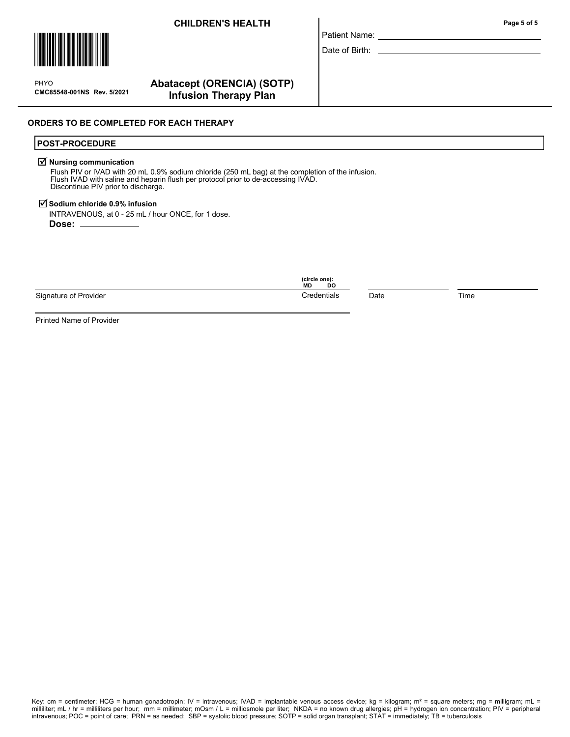**CHILDREN'S HEALTH**

PHYO
**CMC85548-001NS Rev. 5/2021**

## Abatacept (ORENCIA) (SOTP) Infusion Therapy Plan

Patient Name: \_\_\_\_\_\_\_\_\_\_\_\_\_\_\_\_\_\_\_\_

Date of Birth: \_\_\_\_\_\_\_\_\_\_\_\_\_\_\_\_\_\_\_\_

### ORDERS TO BE COMPLETED FOR EACH THERAPY

#### POST-PROCEDURE

☑ **Nursing communication**

Flush PIV or IVAD with 20 mL 0.9% sodium chloride (250 mL bag) at the completion of the infusion.
Flush IVAD with saline and heparin flush per protocol prior to de-accessing IVAD.
Discontinue PIV prior to discharge.

☑ **Sodium chloride 0.9% infusion**

INTRAVENOUS, at 0 - 25 mL / hour ONCE, for 1 dose.

**Dose:** \_\_\_\_\_\_\_\_\_\_

Signature of Provider \_\_\_\_\_\_\_\_\_\_\_\_\_\_\_\_\_\_\_\_ Credentials (circle one): MD DO \_\_\_\_\_\_\_\_ Date \_\_\_\_\_\_\_\_ Time \_\_\_\_\_\_\_\_

Printed Name of Provider \_\_\_\_\_\_\_\_\_\_\_\_\_\_\_\_\_\_\_\_

Key: cm = centimeter; HCG = human gonadotropin; IV = intravenous; IVAD = implantable venous access device; kg = kilogram; m² = square meters; mg = milligram; mL = milliliter; mL / hr = milliliters per hour; mm = millimeter; mOsm / L = milliosmole per liter; NKDA = no known drug allergies; pH = hydrogen ion concentration; PIV = peripheral intravenous; POC = point of care; PRN = as needed; SBP = systolic blood pressure; SOTP = solid organ transplant; STAT = immediately; TB = tuberculosis